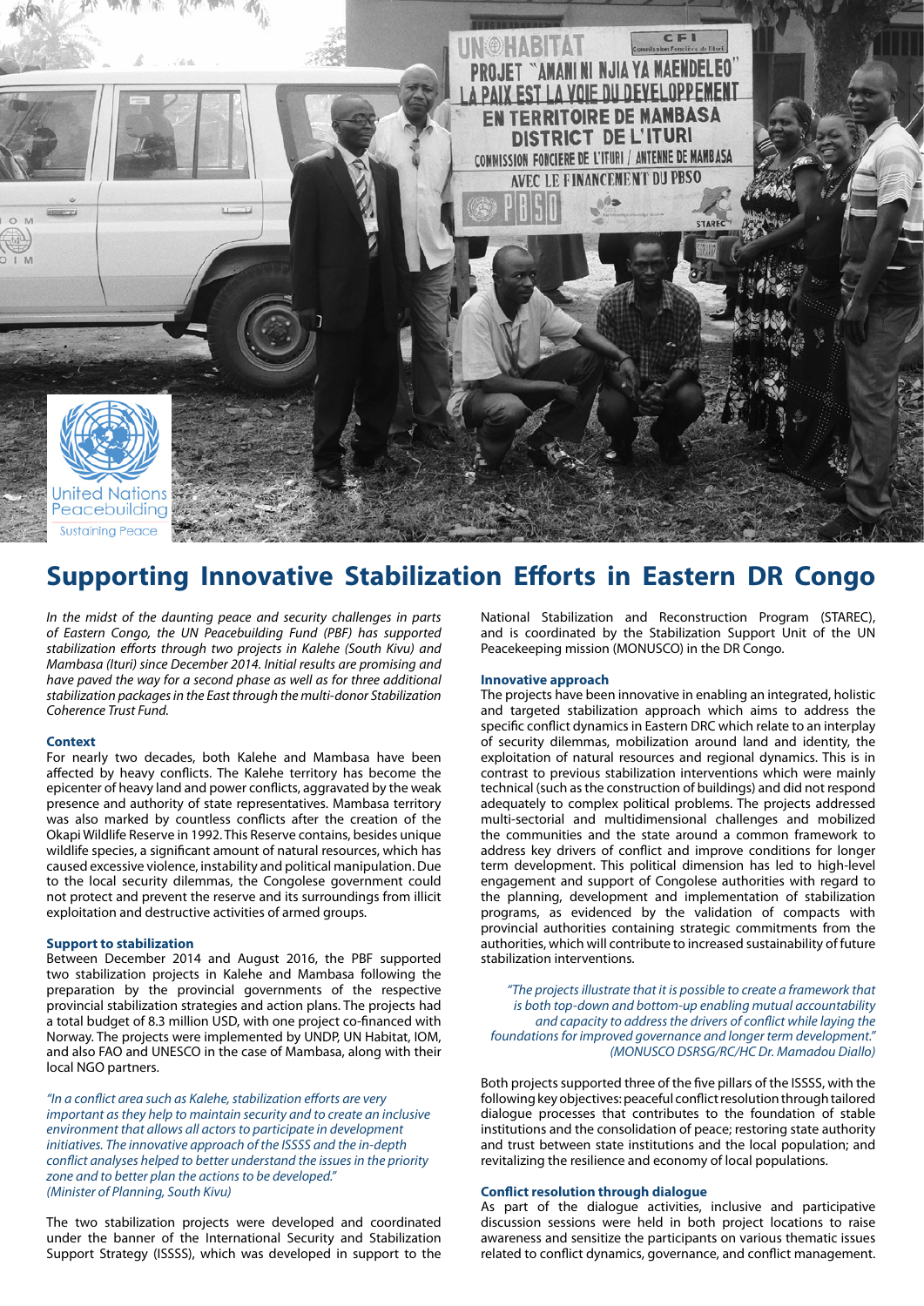# Supporting Innovative Stabilization Efforts in Eastern DR Congo

*In the midst of the daunting peace and security challenges in parts of Eastern Congo, the UN Peacebuilding Fund (PBF) has supported stabilization efforts through two projects in Kalehe (South Kivu) and Mambasa (Ituri) since December 2014. Initial results are promising and have paved the way for a second phase as well as for three additional stabilization packages in the East through the multi-donor Stabilization Coherence Trust Fund.*

**Context**

For nearly two decades, both Kalehe and Mambasa have been affected by heavy conflicts. The Kalehe territory has become the epicenter of heavy land and power conflicts, aggravated by the weak presence and authority of state representatives. Mambasa territory was also marked by countless conflicts after the creation of the Okapi Wildlife Reserve in 1992. This Reserve contains, besides unique wildlife species, a significant amount of natural resources, which has caused excessive violence, instability and political manipulation. Due to the local security dilemmas, the Congolese government could not protect and prevent the reserve and its surroundings from illicit exploitation and destructive activities of armed groups.

**Support to stabilization**

Between December 2014 and August 2016, the PBF supported two stabilization projects in Kalehe and Mambasa following the preparation by the provincial governments of the respective provincial stabilization strategies and action plans. The projects had a total budget of 8.3 million USD, with one project co-financed with Norway. The projects were implemented by UNDP, UN Habitat, IOM, and also FAO and UNESCO in the case of Mambasa, along with their local NGO partners.

*"In a conflict area such as Kalehe, stabilization efforts are very important as they help to maintain security and to create an inclusive environment that allows all actors to participate in development initiatives. The innovative approach of the ISSSS and the in-depth conflict analyses helped to better understand the issues in the priority zone and to better plan the actions to be developed."*
*(Minister of Planning, South Kivu)*

The two stabilization projects were developed and coordinated under the banner of the International Security and Stabilization Support Strategy (ISSSS), which was developed in support to the National Stabilization and Reconstruction Program (STAREC), and is coordinated by the Stabilization Support Unit of the UN Peacekeeping mission (MONUSCO) in the DR Congo.

**Innovative approach**

The projects have been innovative in enabling an integrated, holistic and targeted stabilization approach which aims to address the specific conflict dynamics in Eastern DRC which relate to an interplay of security dilemmas, mobilization around land and identity, the exploitation of natural resources and regional dynamics. This is in contrast to previous stabilization interventions which were mainly technical (such as the construction of buildings) and did not respond adequately to complex political problems. The projects addressed multi-sectorial and multidimensional challenges and mobilized the communities and the state around a common framework to address key drivers of conflict and improve conditions for longer term development. This political dimension has led to high-level engagement and support of Congolese authorities with regard to the planning, development and implementation of stabilization programs, as evidenced by the validation of compacts with provincial authorities containing strategic commitments from the authorities, which will contribute to increased sustainability of future stabilization interventions.

*"The projects illustrate that it is possible to create a framework that is both top-down and bottom-up enabling mutual accountability and capacity to address the drivers of conflict while laying the foundations for improved governance and longer term development."*
*(MONUSCO DSRSG/RC/HC Dr. Mamadou Diallo)*

Both projects supported three of the five pillars of the ISSSS, with the following key objectives: peaceful conflict resolution through tailored dialogue processes that contributes to the foundation of stable institutions and the consolidation of peace; restoring state authority and trust between state institutions and the local population; and revitalizing the resilience and economy of local populations.

**Conflict resolution through dialogue**

As part of the dialogue activities, inclusive and participative discussion sessions were held in both project locations to raise awareness and sensitize the participants on various thematic issues related to conflict dynamics, governance, and conflict management.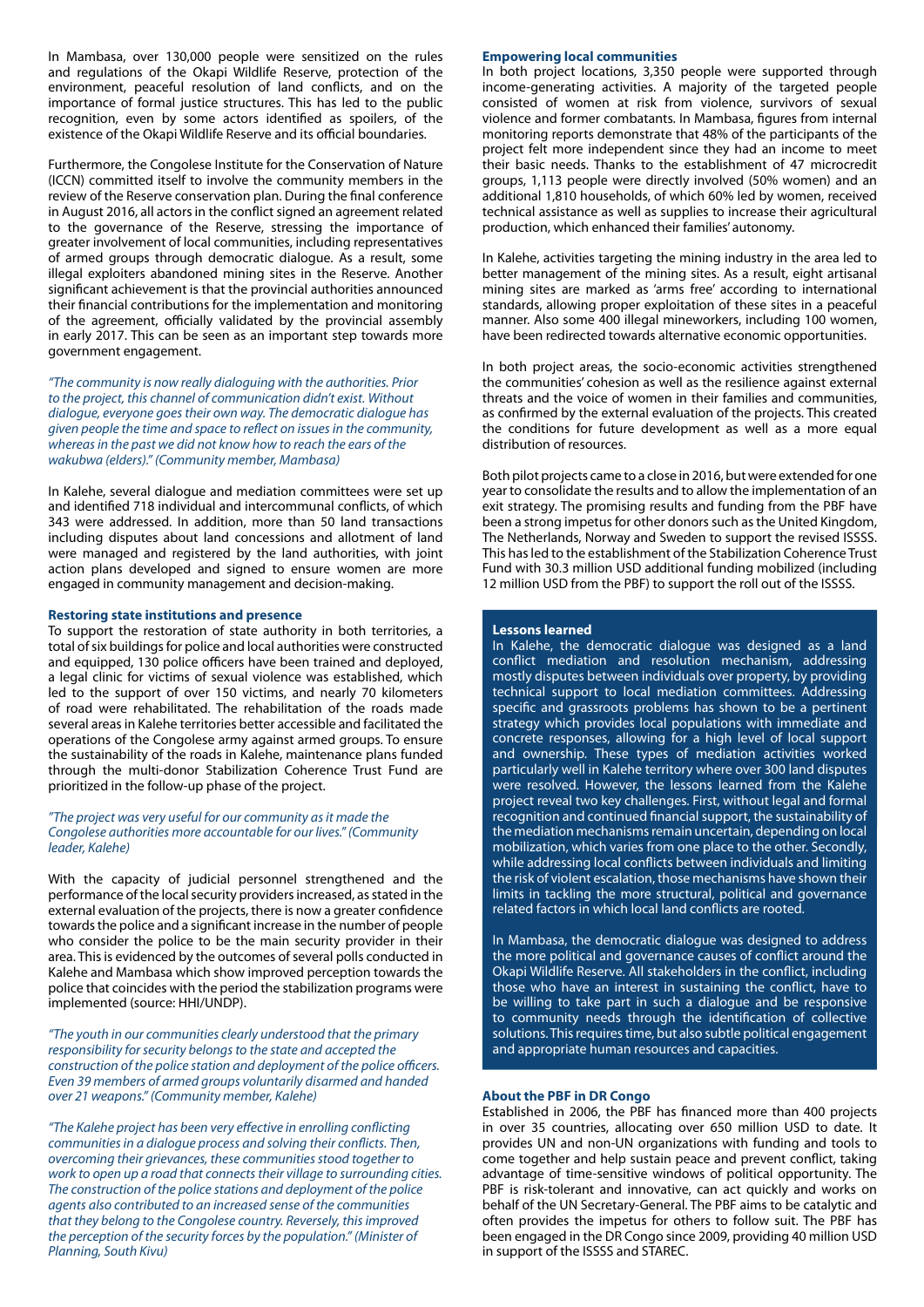In Mambasa, over 130,000 people were sensitized on the rules and regulations of the Okapi Wildlife Reserve, protection of the environment, peaceful resolution of land conflicts, and on the importance of formal justice structures. This has led to the public recognition, even by some actors identified as spoilers, of the existence of the Okapi Wildlife Reserve and its official boundaries.

Furthermore, the Congolese Institute for the Conservation of Nature (ICCN) committed itself to involve the community members in the review of the Reserve conservation plan. During the final conference in August 2016, all actors in the conflict signed an agreement related to the governance of the Reserve, stressing the importance of greater involvement of local communities, including representatives of armed groups through democratic dialogue. As a result, some illegal exploiters abandoned mining sites in the Reserve. Another significant achievement is that the provincial authorities announced their financial contributions for the implementation and monitoring of the agreement, officially validated by the provincial assembly in early 2017. This can be seen as an important step towards more government engagement.

*"The community is now really dialoguing with the authorities. Prior to the project, this channel of communication didn't exist. Without dialogue, everyone goes their own way. The democratic dialogue has given people the time and space to reflect on issues in the community, whereas in the past we did not know how to reach the ears of the wakubwa (elders)." (Community member, Mambasa)*

In Kalehe, several dialogue and mediation committees were set up and identified 718 individual and intercommunal conflicts, of which 343 were addressed. In addition, more than 50 land transactions including disputes about land concessions and allotment of land were managed and registered by the land authorities, with joint action plans developed and signed to ensure women are more engaged in community management and decision-making.

### Restoring state institutions and presence

To support the restoration of state authority in both territories, a total of six buildings for police and local authorities were constructed and equipped, 130 police officers have been trained and deployed, a legal clinic for victims of sexual violence was established, which led to the support of over 150 victims, and nearly 70 kilometers of road were rehabilitated. The rehabilitation of the roads made several areas in Kalehe territories better accessible and facilitated the operations of the Congolese army against armed groups. To ensure the sustainability of the roads in Kalehe, maintenance plans funded through the multi-donor Stabilization Coherence Trust Fund are prioritized in the follow-up phase of the project.

*"The project was very useful for our community as it made the Congolese authorities more accountable for our lives." (Community leader, Kalehe)*

With the capacity of judicial personnel strengthened and the performance of the local security providers increased, as stated in the external evaluation of the projects, there is now a greater confidence towards the police and a significant increase in the number of people who consider the police to be the main security provider in their area. This is evidenced by the outcomes of several polls conducted in Kalehe and Mambasa which show improved perception towards the police that coincides with the period the stabilization programs were implemented (source: HHI/UNDP).

*"The youth in our communities clearly understood that the primary responsibility for security belongs to the state and accepted the construction of the police station and deployment of the police officers. Even 39 members of armed groups voluntarily disarmed and handed over 21 weapons." (Community member, Kalehe)*

*"The Kalehe project has been very effective in enrolling conflicting communities in a dialogue process and solving their conflicts. Then, overcoming their grievances, these communities stood together to work to open up a road that connects their village to surrounding cities. The construction of the police stations and deployment of the police agents also contributed to an increased sense of the communities that they belong to the Congolese country. Reversely, this improved the perception of the security forces by the population." (Minister of Planning, South Kivu)*

### Empowering local communities

In both project locations, 3,350 people were supported through income-generating activities. A majority of the targeted people consisted of women at risk from violence, survivors of sexual violence and former combatants. In Mambasa, figures from internal monitoring reports demonstrate that 48% of the participants of the project felt more independent since they had an income to meet their basic needs. Thanks to the establishment of 47 microcredit groups, 1,113 people were directly involved (50% women) and an additional 1,810 households, of which 60% led by women, received technical assistance as well as supplies to increase their agricultural production, which enhanced their families' autonomy.

In Kalehe, activities targeting the mining industry in the area led to better management of the mining sites. As a result, eight artisanal mining sites are marked as 'arms free' according to international standards, allowing proper exploitation of these sites in a peaceful manner. Also some 400 illegal mineworkers, including 100 women, have been redirected towards alternative economic opportunities.

In both project areas, the socio-economic activities strengthened the communities' cohesion as well as the resilience against external threats and the voice of women in their families and communities, as confirmed by the external evaluation of the projects. This created the conditions for future development as well as a more equal distribution of resources.

Both pilot projects came to a close in 2016, but were extended for one year to consolidate the results and to allow the implementation of an exit strategy. The promising results and funding from the PBF have been a strong impetus for other donors such as the United Kingdom, The Netherlands, Norway and Sweden to support the revised ISSSS. This has led to the establishment of the Stabilization Coherence Trust Fund with 30.3 million USD additional funding mobilized (including 12 million USD from the PBF) to support the roll out of the ISSSS.

### Lessons learned

In Kalehe, the democratic dialogue was designed as a land conflict mediation and resolution mechanism, addressing mostly disputes between individuals over property, by providing technical support to local mediation committees. Addressing specific and grassroots problems has shown to be a pertinent strategy which provides local populations with immediate and concrete responses, allowing for a high level of local support and ownership. These types of mediation activities worked particularly well in Kalehe territory where over 300 land disputes were resolved. However, the lessons learned from the Kalehe project reveal two key challenges. First, without legal and formal recognition and continued financial support, the sustainability of the mediation mechanisms remain uncertain, depending on local mobilization, which varies from one place to the other. Secondly, while addressing local conflicts between individuals and limiting the risk of violent escalation, those mechanisms have shown their limits in tackling the more structural, political and governance related factors in which local land conflicts are rooted.

In Mambasa, the democratic dialogue was designed to address the more political and governance causes of conflict around the Okapi Wildlife Reserve. All stakeholders in the conflict, including those who have an interest in sustaining the conflict, have to be willing to take part in such a dialogue and be responsive to community needs through the identification of collective solutions. This requires time, but also subtle political engagement and appropriate human resources and capacities.

### About the PBF in DR Congo

Established in 2006, the PBF has financed more than 400 projects in over 35 countries, allocating over 650 million USD to date. It provides UN and non-UN organizations with funding and tools to come together and help sustain peace and prevent conflict, taking advantage of time-sensitive windows of political opportunity. The PBF is risk-tolerant and innovative, can act quickly and works on behalf of the UN Secretary-General. The PBF aims to be catalytic and often provides the impetus for others to follow suit. The PBF has been engaged in the DR Congo since 2009, providing 40 million USD in support of the ISSSS and STAREC.